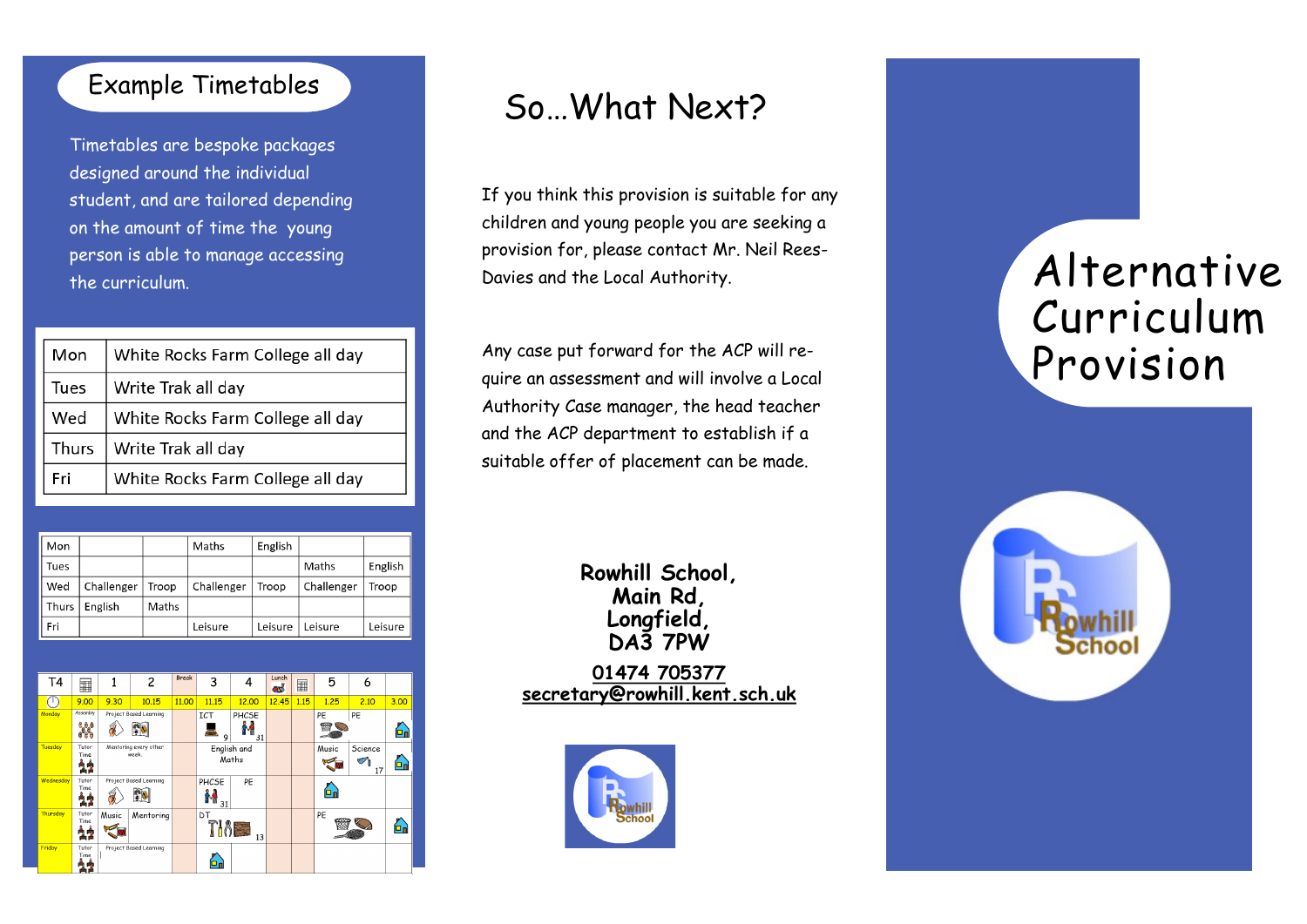## Example Timetables

Timetables are bespoke packages designed around the individual student, and are tailored depending on the amount of time the young person is able to manage accessing the curriculum.

| | |
|---|---|
| Mon | White Rocks Farm College all day |
| Tues | Write Trak all day |
| Wed | White Rocks Farm College all day |
| Thurs | Write Trak all day |
| Fri | White Rocks Farm College all day |

| | | | | | | |
|---|---|---|---|---|---|---|
| Mon | | | Maths | English | | |
| Tues | | | | | Maths | English |
| Wed | Challenger | Troop | Challenger | Troop | Challenger | Troop |
| Thurs | English | Maths | | | | |
| Fri | | | Leisure | Leisure | Leisure | Leisure |

| T4 | | 1 | 2 | Break | 3 | 4 | Lunch | | 5 | 6 | |
|---|---|---|---|---|---|---|---|---|---|---|---|
| | 9.00 | 9.30 | 10.15 | 11.00 | 11.15 | 12.00 | 12.45 | 1.15 | 1.25 | 2.10 | 3.00 |
| Monday | Assembly | Project Based Learning | | | ICT 9 | PHCSE 31 | | | PE | PE | |
| Tuesday | Tutor Time | Mentoring every other week. | | | English and Maths | | | | Music | Science 17 | |
| Wednesday | Tutor Time | Project Based Learning | | | PHCSE 31 | PE | | | | | |
| Thursday | Tutor Time | Music | Mentoring | | DT 13 | | | | PE | | |
| Friday | Tutor Time | Project Based Learning | | | | | | | | | |

# So…What Next?

If you think this provision is suitable for any children and young people you are seeking a provision for, please contact Mr. Neil Rees-Davies and the Local Authority.

Any case put forward for the ACP will require an assessment and will involve a Local Authority Case manager, the head teacher and the ACP department to establish if a suitable offer of placement can be made.

**Rowhill School,**
**Main Rd,**
**Longfield,**
**DA3 7PW**

**01474 705377**
**secretary@rowhill.kent.sch.uk**

# Alternative Curriculum Provision

Rowhill School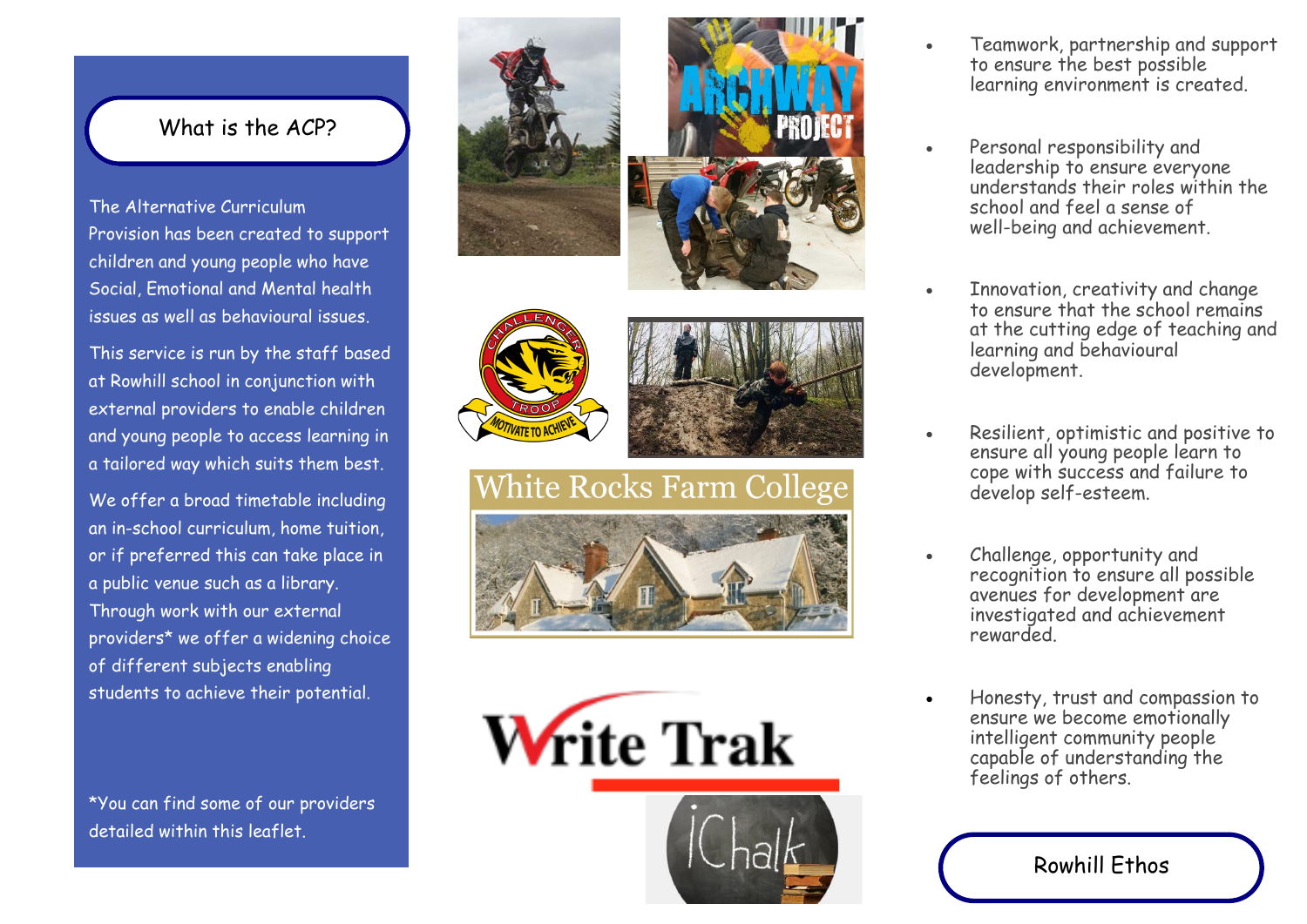## What is the ACP?

The Alternative Curriculum Provision has been created to support children and young people who have Social, Emotional and Mental health issues as well as behavioural issues.

This service is run by the staff based at Rowhill school in conjunction with external providers to enable children and young people to access learning in a tailored way which suits them best.

We offer a broad timetable including an in-school curriculum, home tuition, or if preferred this can take place in a public venue such as a library. Through work with our external providers* we offer a widening choice of different subjects enabling students to achieve their potential.

*You can find some of our providers detailed within this leaflet.

ARCHWAY PROJECT

CHALLENGER TROOP — MOTIVATE TO ACHIEVE

White Rocks Farm College

Write Trak

iChalk

- Teamwork, partnership and support to ensure the best possible learning environment is created.
- Personal responsibility and leadership to ensure everyone understands their roles within the school and feel a sense of well-being and achievement.
- Innovation, creativity and change to ensure that the school remains at the cutting edge of teaching and learning and behavioural development.
- Resilient, optimistic and positive to ensure all young people learn to cope with success and failure to develop self-esteem.
- Challenge, opportunity and recognition to ensure all possible avenues for development are investigated and achievement rewarded.
- Honesty, trust and compassion to ensure we become emotionally intelligent community people capable of understanding the feelings of others.

## Rowhill Ethos